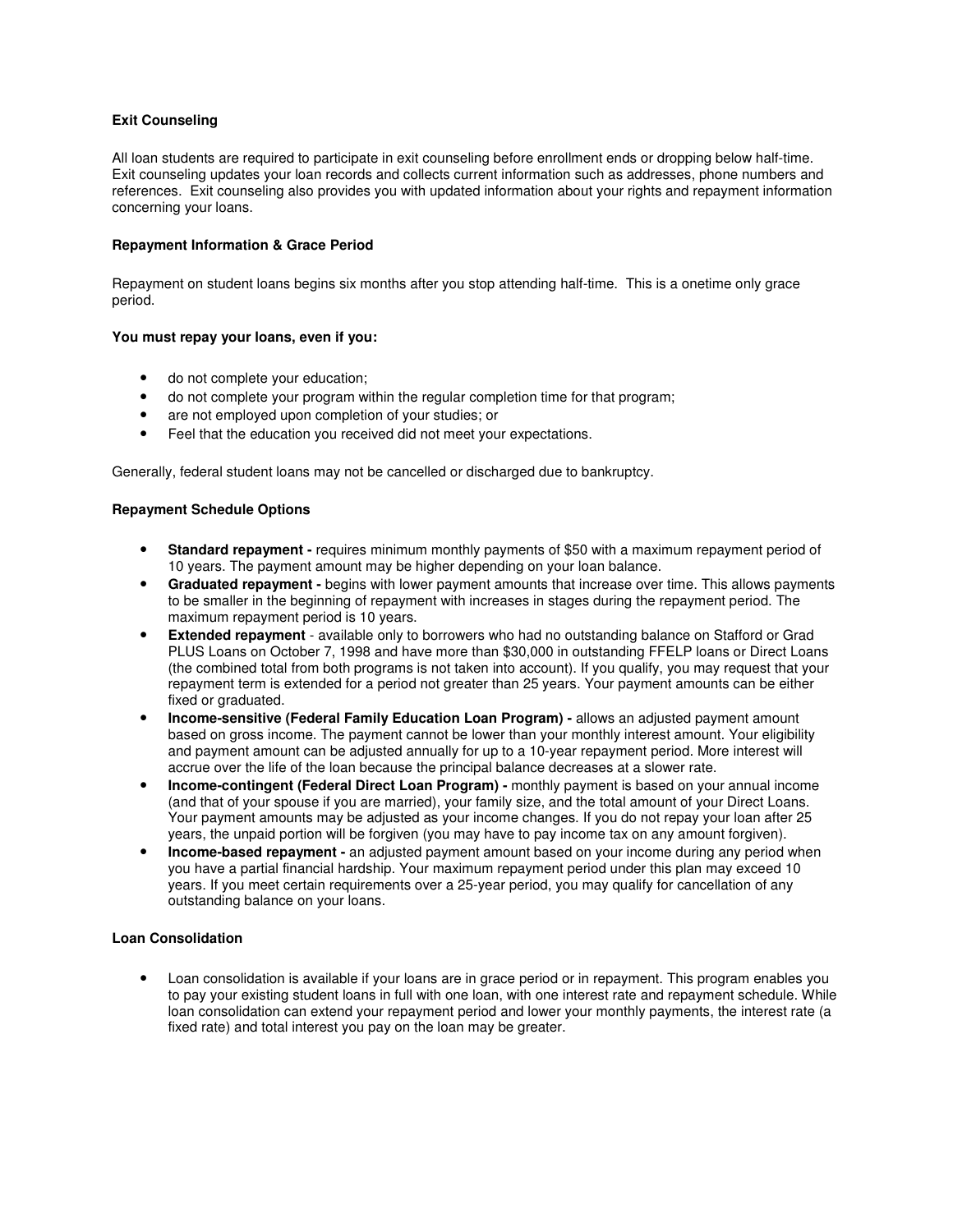**Exit Counseling**

All loan students are required to participate in exit counseling before enrollment ends or dropping below half-time. Exit counseling updates your loan records and collects current information such as addresses, phone numbers and references. Exit counseling also provides you with updated information about your rights and repayment information concerning your loans.

**Repayment Information & Grace Period**

Repayment on student loans begins six months after you stop attending half-time. This is a onetime only grace period.

**You must repay your loans, even if you:**

- do not complete your education;
- do not complete your program within the regular completion time for that program;
- are not employed upon completion of your studies; or
- Feel that the education you received did not meet your expectations.

Generally, federal student loans may not be cancelled or discharged due to bankruptcy.

**Repayment Schedule Options**

- **Standard repayment -** requires minimum monthly payments of $50 with a maximum repayment period of 10 years. The payment amount may be higher depending on your loan balance.
- **Graduated repayment -** begins with lower payment amounts that increase over time. This allows payments to be smaller in the beginning of repayment with increases in stages during the repayment period. The maximum repayment period is 10 years.
- **Extended repayment** - available only to borrowers who had no outstanding balance on Stafford or Grad PLUS Loans on October 7, 1998 and have more than $30,000 in outstanding FFELP loans or Direct Loans (the combined total from both programs is not taken into account). If you qualify, you may request that your repayment term is extended for a period not greater than 25 years. Your payment amounts can be either fixed or graduated.
- **Income-sensitive (Federal Family Education Loan Program) -** allows an adjusted payment amount based on gross income. The payment cannot be lower than your monthly interest amount. Your eligibility and payment amount can be adjusted annually for up to a 10-year repayment period. More interest will accrue over the life of the loan because the principal balance decreases at a slower rate.
- **Income-contingent (Federal Direct Loan Program) -** monthly payment is based on your annual income (and that of your spouse if you are married), your family size, and the total amount of your Direct Loans. Your payment amounts may be adjusted as your income changes. If you do not repay your loan after 25 years, the unpaid portion will be forgiven (you may have to pay income tax on any amount forgiven).
- **Income-based repayment -** an adjusted payment amount based on your income during any period when you have a partial financial hardship. Your maximum repayment period under this plan may exceed 10 years. If you meet certain requirements over a 25-year period, you may qualify for cancellation of any outstanding balance on your loans.

**Loan Consolidation**

- Loan consolidation is available if your loans are in grace period or in repayment. This program enables you to pay your existing student loans in full with one loan, with one interest rate and repayment schedule. While loan consolidation can extend your repayment period and lower your monthly payments, the interest rate (a fixed rate) and total interest you pay on the loan may be greater.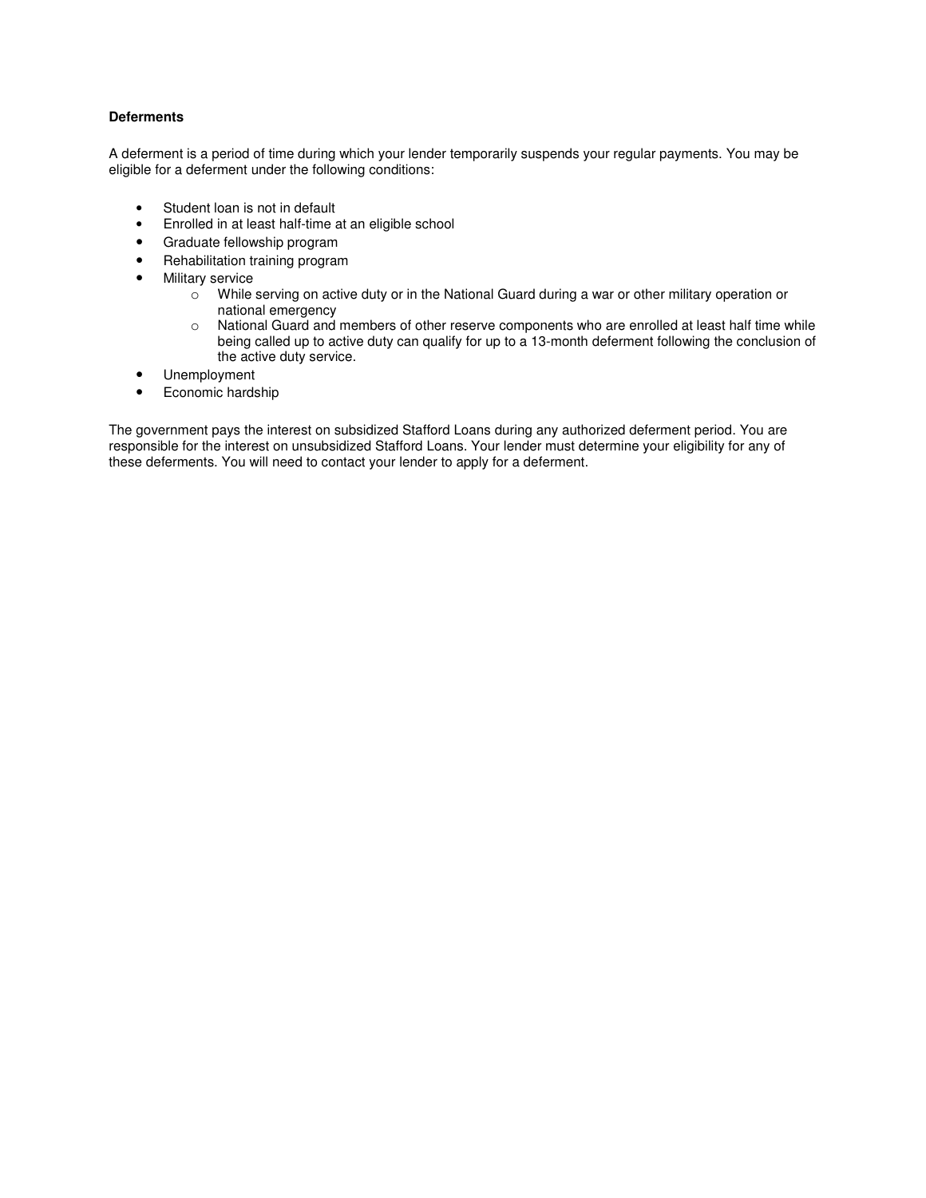**Deferments**

A deferment is a period of time during which your lender temporarily suspends your regular payments. You may be eligible for a deferment under the following conditions:

- Student loan is not in default
- Enrolled in at least half-time at an eligible school
- Graduate fellowship program
- Rehabilitation training program
- Military service
  - While serving on active duty or in the National Guard during a war or other military operation or national emergency
  - National Guard and members of other reserve components who are enrolled at least half time while being called up to active duty can qualify for up to a 13-month deferment following the conclusion of the active duty service.
- Unemployment
- Economic hardship

The government pays the interest on subsidized Stafford Loans during any authorized deferment period. You are responsible for the interest on unsubsidized Stafford Loans. Your lender must determine your eligibility for any of these deferments. You will need to contact your lender to apply for a deferment.